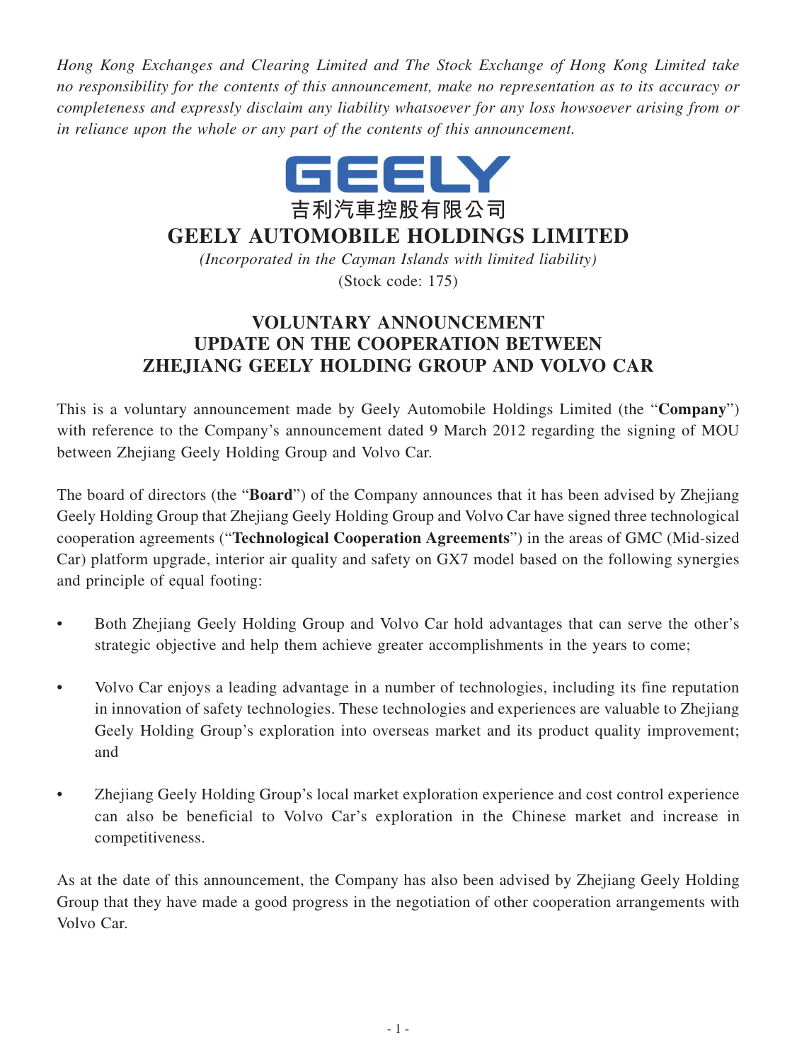*Hong Kong Exchanges and Clearing Limited and The Stock Exchange of Hong Kong Limited take no responsibility for the contents of this announcement, make no representation as to its accuracy or completeness and expressly disclaim any liability whatsoever for any loss howsoever arising from or in reliance upon the whole or any part of the contents of this announcement.*

GEELY

吉利汽車控股有限公司

# GEELY AUTOMOBILE HOLDINGS LIMITED

*(Incorporated in the Cayman Islands with limited liability)*

(Stock code: 175)

## VOLUNTARY ANNOUNCEMENT UPDATE ON THE COOPERATION BETWEEN ZHEJIANG GEELY HOLDING GROUP AND VOLVO CAR

This is a voluntary announcement made by Geely Automobile Holdings Limited (the "**Company**") with reference to the Company's announcement dated 9 March 2012 regarding the signing of MOU between Zhejiang Geely Holding Group and Volvo Car.

The board of directors (the "**Board**") of the Company announces that it has been advised by Zhejiang Geely Holding Group that Zhejiang Geely Holding Group and Volvo Car have signed three technological cooperation agreements ("**Technological Cooperation Agreements**") in the areas of GMC (Mid-sized Car) platform upgrade, interior air quality and safety on GX7 model based on the following synergies and principle of equal footing:

- Both Zhejiang Geely Holding Group and Volvo Car hold advantages that can serve the other's strategic objective and help them achieve greater accomplishments in the years to come;
- Volvo Car enjoys a leading advantage in a number of technologies, including its fine reputation in innovation of safety technologies. These technologies and experiences are valuable to Zhejiang Geely Holding Group's exploration into overseas market and its product quality improvement; and
- Zhejiang Geely Holding Group's local market exploration experience and cost control experience can also be beneficial to Volvo Car's exploration in the Chinese market and increase in competitiveness.

As at the date of this announcement, the Company has also been advised by Zhejiang Geely Holding Group that they have made a good progress in the negotiation of other cooperation arrangements with Volvo Car.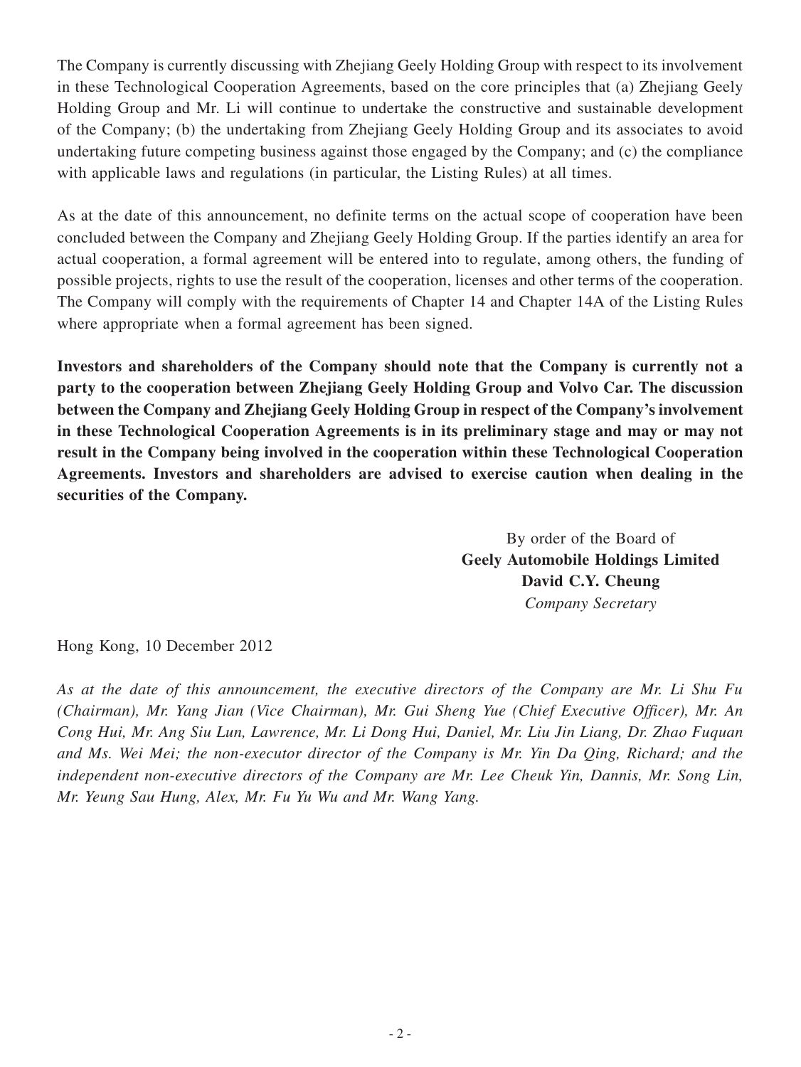The Company is currently discussing with Zhejiang Geely Holding Group with respect to its involvement in these Technological Cooperation Agreements, based on the core principles that (a) Zhejiang Geely Holding Group and Mr. Li will continue to undertake the constructive and sustainable development of the Company; (b) the undertaking from Zhejiang Geely Holding Group and its associates to avoid undertaking future competing business against those engaged by the Company; and (c) the compliance with applicable laws and regulations (in particular, the Listing Rules) at all times.

As at the date of this announcement, no definite terms on the actual scope of cooperation have been concluded between the Company and Zhejiang Geely Holding Group. If the parties identify an area for actual cooperation, a formal agreement will be entered into to regulate, among others, the funding of possible projects, rights to use the result of the cooperation, licenses and other terms of the cooperation. The Company will comply with the requirements of Chapter 14 and Chapter 14A of the Listing Rules where appropriate when a formal agreement has been signed.

**Investors and shareholders of the Company should note that the Company is currently not a party to the cooperation between Zhejiang Geely Holding Group and Volvo Car. The discussion between the Company and Zhejiang Geely Holding Group in respect of the Company's involvement in these Technological Cooperation Agreements is in its preliminary stage and may or may not result in the Company being involved in the cooperation within these Technological Cooperation Agreements. Investors and shareholders are advised to exercise caution when dealing in the securities of the Company.**

By order of the Board of
**Geely Automobile Holdings Limited**
**David C.Y. Cheung**
*Company Secretary*

Hong Kong, 10 December 2012

*As at the date of this announcement, the executive directors of the Company are Mr. Li Shu Fu (Chairman), Mr. Yang Jian (Vice Chairman), Mr. Gui Sheng Yue (Chief Executive Officer), Mr. An Cong Hui, Mr. Ang Siu Lun, Lawrence, Mr. Li Dong Hui, Daniel, Mr. Liu Jin Liang, Dr. Zhao Fuquan and Ms. Wei Mei; the non-executor director of the Company is Mr. Yin Da Qing, Richard; and the independent non-executive directors of the Company are Mr. Lee Cheuk Yin, Dannis, Mr. Song Lin, Mr. Yeung Sau Hung, Alex, Mr. Fu Yu Wu and Mr. Wang Yang.*